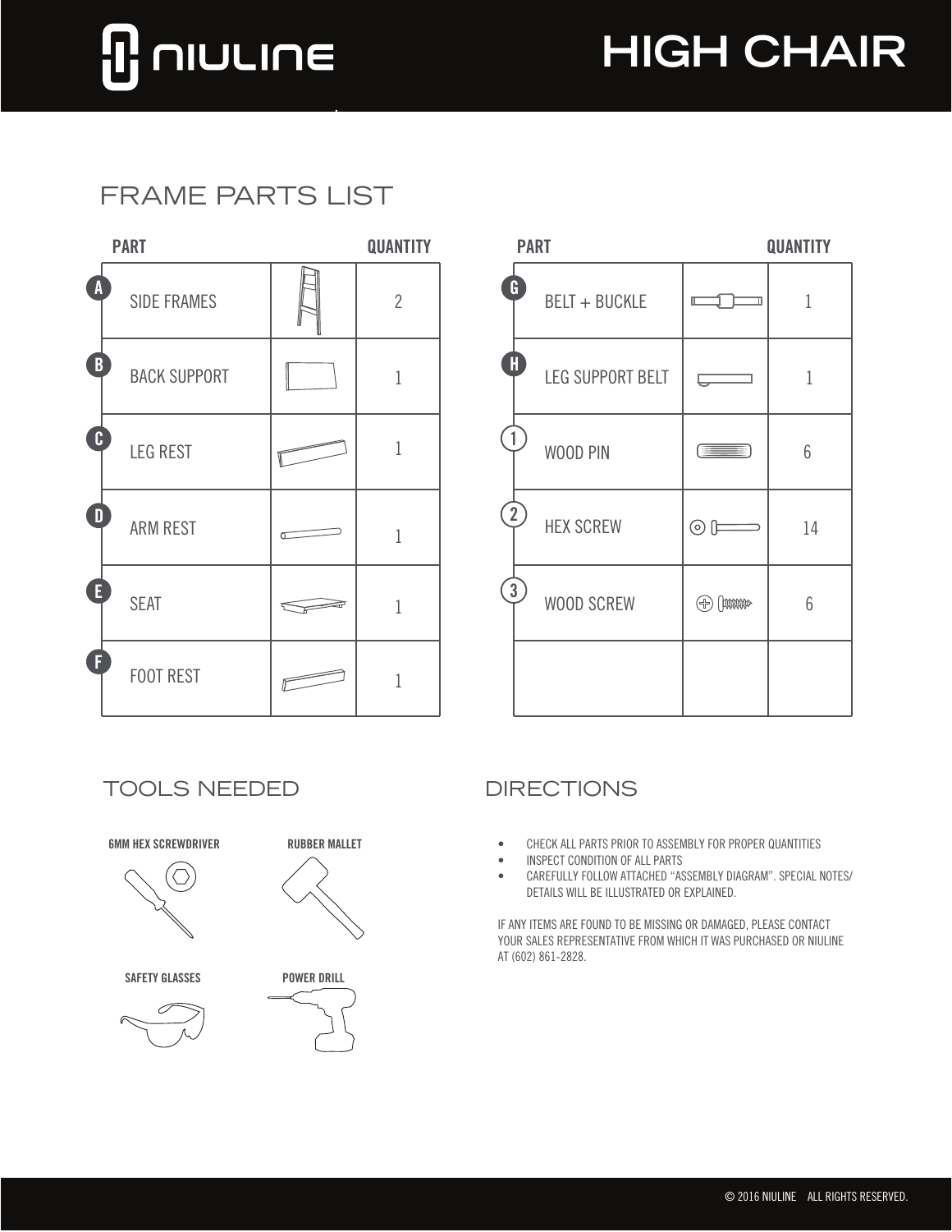# NIULINE

# HIGH CHAIR

## FRAME PARTS LIST

| | PART | | QUANTITY |
|---|---|---|---|
| A | SIDE FRAMES | | 2 |
| B | BACK SUPPORT | | 1 |
| C | LEG REST | | 1 |
| D | ARM REST | | 1 |
| E | SEAT | | 1 |
| F | FOOT REST | | 1 |

| | PART | | QUANTITY |
|---|---|---|---|
| G | BELT + BUCKLE | | 1 |
| H | LEG SUPPORT BELT | | 1 |
| 1 | WOOD PIN | | 6 |
| 2 | HEX SCREW | | 14 |
| 3 | WOOD SCREW | | 6 |

## TOOLS NEEDED

- 6MM HEX SCREWDRIVER
- RUBBER MALLET
- SAFETY GLASSES
- POWER DRILL

## DIRECTIONS

- CHECK ALL PARTS PRIOR TO ASSEMBLY FOR PROPER QUANTITIES
- INSPECT CONDITION OF ALL PARTS
- CAREFULLY FOLLOW ATTACHED "ASSEMBLY DIAGRAM". SPECIAL NOTES/ DETAILS WILL BE ILLUSTRATED OR EXPLAINED.

IF ANY ITEMS ARE FOUND TO BE MISSING OR DAMAGED, PLEASE CONTACT YOUR SALES REPRESENTATIVE FROM WHICH IT WAS PURCHASED OR NIULINE AT (602) 861-2828.

© 2016 NIULINE ALL RIGHTS RESERVED.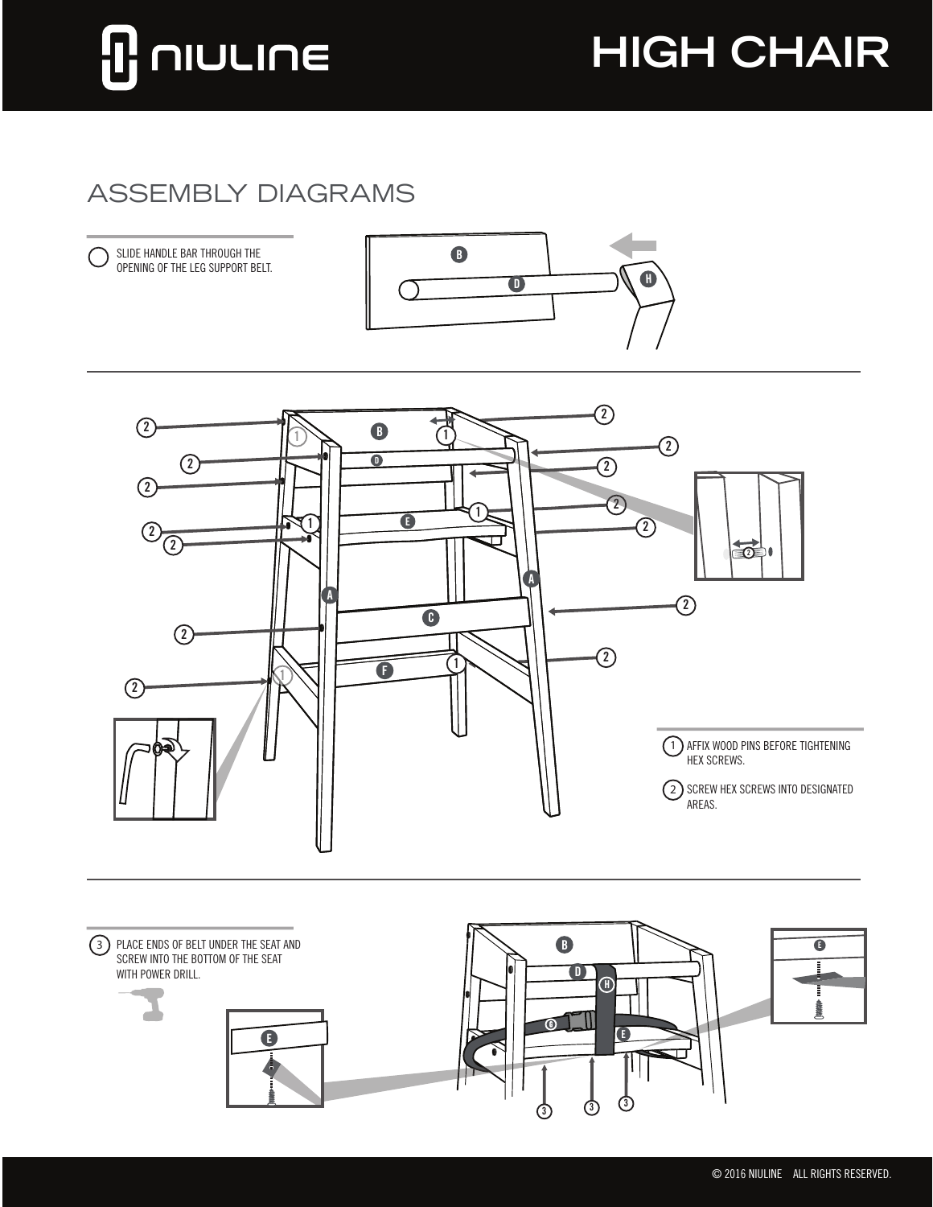# NIULINE HIGH CHAIR

## ASSEMBLY DIAGRAMS

SLIDE HANDLE BAR THROUGH THE OPENING OF THE LEG SUPPORT BELT.

B
D
H

2
B
1
2
1
2
D
2
2
2
1
E
1
2
2
2
2
A
A
2
C
2
2
F
1
2
1

1 AFFIX WOOD PINS BEFORE TIGHTENING HEX SCREWS.

2 SCREW HEX SCREWS INTO DESIGNATED AREAS.

3 PLACE ENDS OF BELT UNDER THE SEAT AND SCREW INTO THE BOTTOM OF THE SEAT WITH POWER DRILL.

E
B
D
H
G
E
E
3
3
3

© 2016 NIULINE ALL RIGHTS RESERVED.